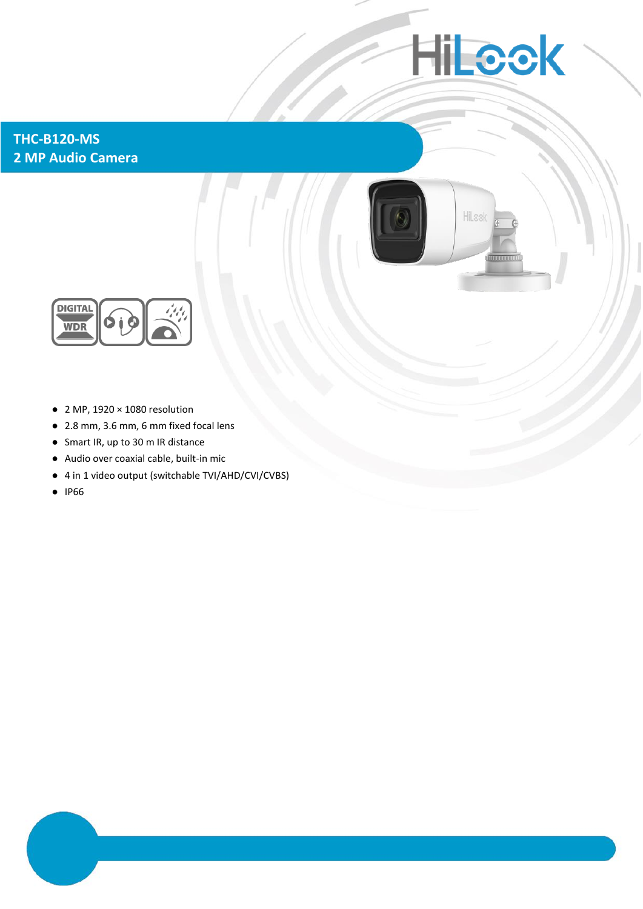# THC-B120-MS
## 2 MP Audio Camera

- 2 MP, 1920 × 1080 resolution
- 2.8 mm, 3.6 mm, 6 mm fixed focal lens
- Smart IR, up to 30 m IR distance
- Audio over coaxial cable, built-in mic
- 4 in 1 video output (switchable TVI/AHD/CVI/CVBS)
- IP66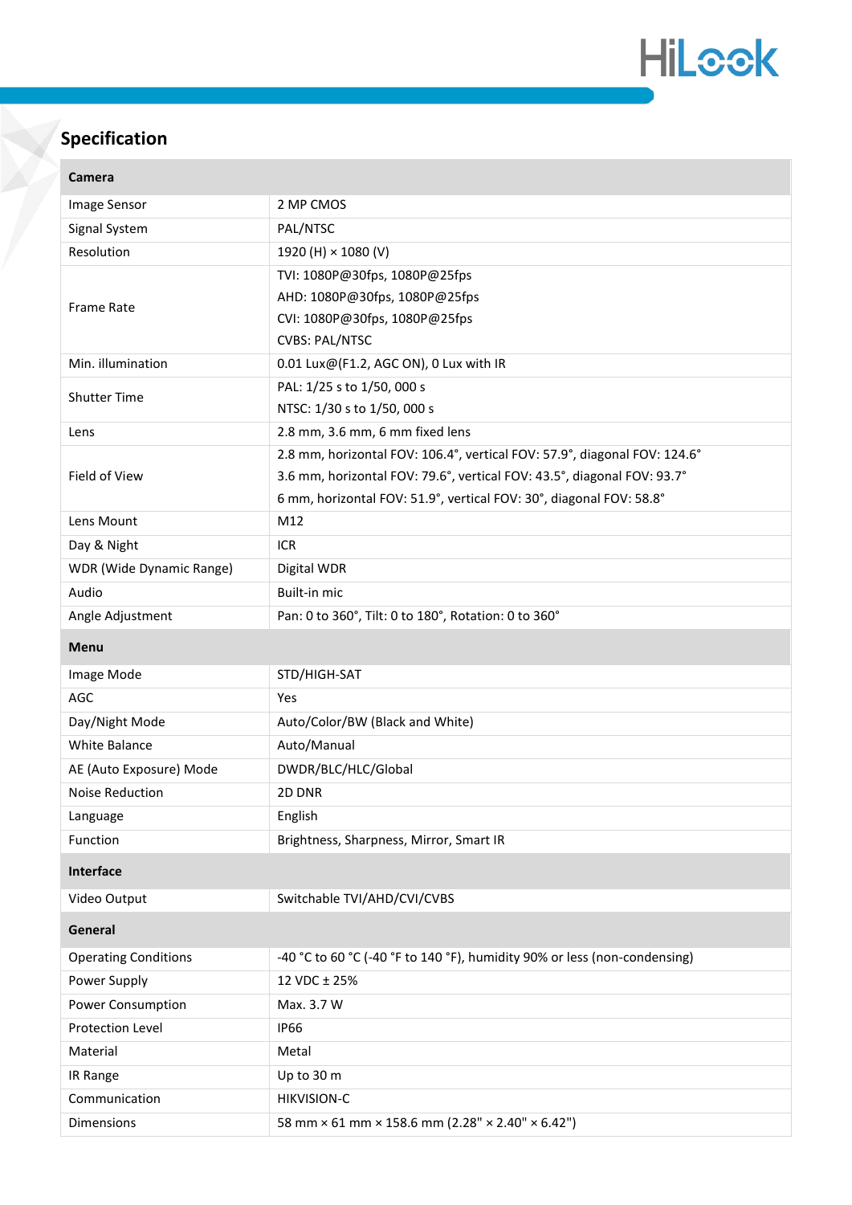## Specification

| Camera | |
|---|---|
| Image Sensor | 2 MP CMOS |
| Signal System | PAL/NTSC |
| Resolution | 1920 (H) × 1080 (V) |
| Frame Rate | TVI: 1080P@30fps, 1080P@25fps<br>AHD: 1080P@30fps, 1080P@25fps<br>CVI: 1080P@30fps, 1080P@25fps<br>CVBS: PAL/NTSC |
| Min. illumination | 0.01 Lux@(F1.2, AGC ON), 0 Lux with IR |
| Shutter Time | PAL: 1/25 s to 1/50, 000 s<br>NTSC: 1/30 s to 1/50, 000 s |
| Lens | 2.8 mm, 3.6 mm, 6 mm fixed lens |
| Field of View | 2.8 mm, horizontal FOV: 106.4°, vertical FOV: 57.9°, diagonal FOV: 124.6°<br>3.6 mm, horizontal FOV: 79.6°, vertical FOV: 43.5°, diagonal FOV: 93.7°<br>6 mm, horizontal FOV: 51.9°, vertical FOV: 30°, diagonal FOV: 58.8° |
| Lens Mount | M12 |
| Day & Night | ICR |
| WDR (Wide Dynamic Range) | Digital WDR |
| Audio | Built-in mic |
| Angle Adjustment | Pan: 0 to 360°, Tilt: 0 to 180°, Rotation: 0 to 360° |
| **Menu** | |
| Image Mode | STD/HIGH-SAT |
| AGC | Yes |
| Day/Night Mode | Auto/Color/BW (Black and White) |
| White Balance | Auto/Manual |
| AE (Auto Exposure) Mode | DWDR/BLC/HLC/Global |
| Noise Reduction | 2D DNR |
| Language | English |
| Function | Brightness, Sharpness, Mirror, Smart IR |
| **Interface** | |
| Video Output | Switchable TVI/AHD/CVI/CVBS |
| **General** | |
| Operating Conditions | -40 °C to 60 °C (-40 °F to 140 °F), humidity 90% or less (non-condensing) |
| Power Supply | 12 VDC ± 25% |
| Power Consumption | Max. 3.7 W |
| Protection Level | IP66 |
| Material | Metal |
| IR Range | Up to 30 m |
| Communication | HIKVISION-C |
| Dimensions | 58 mm × 61 mm × 158.6 mm (2.28" × 2.40" × 6.42") |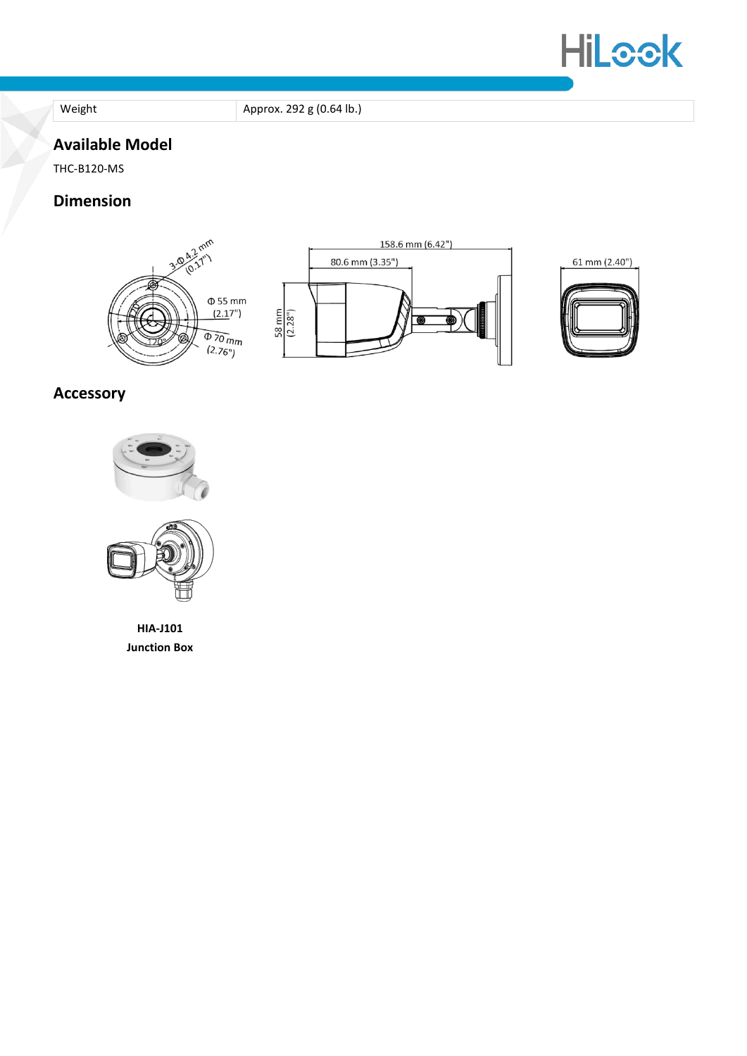| | |
|---|---|
| Weight | Approx. 292 g (0.64 lb.) |

## Available Model

THC-B120-MS

## Dimension

3-Φ 4.2 mm
(0.17")
Φ 55 mm
(2.17")
Φ 70 mm
(2.76")
120°

158.6 mm (6.42")
80.6 mm (3.35")
58 mm
(2.28")

61 mm (2.40")

## Accessory

**HIA-J101**
**Junction Box**